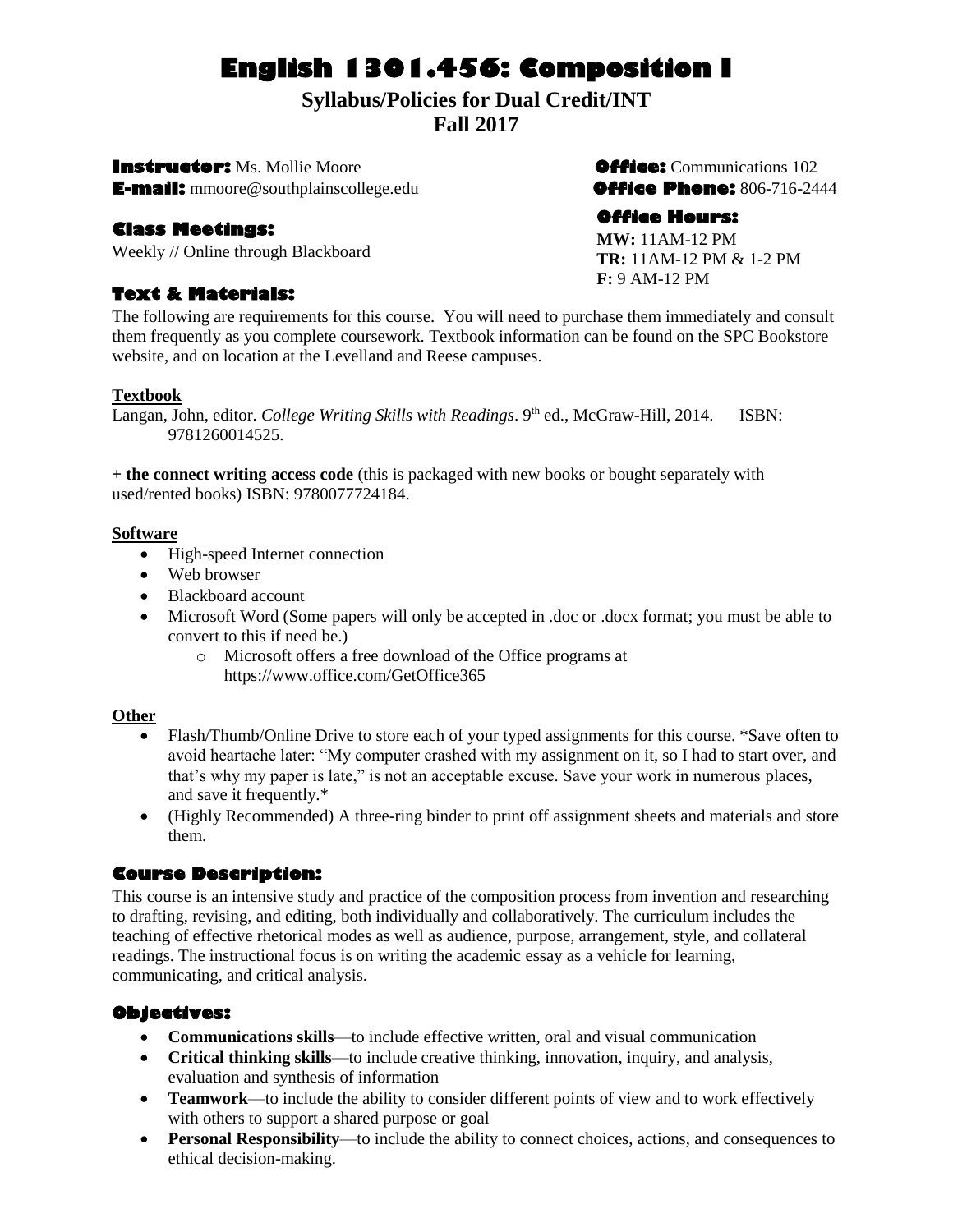# English 1301.456: Composition I

## Syllabus/Policies for Dual Credit/INT
## Fall 2017

**Instructor:** Ms. Mollie Moore
**E-mail:** mmoore@southplainscollege.edu

**Office:** Communications 102
**Office Phone:** 806-716-2444

### Class Meetings:

Weekly // Online through Blackboard

### Office Hours:

**MW:** 11AM-12 PM
**TR:** 11AM-12 PM & 1-2 PM
**F:** 9 AM-12 PM

### Text & Materials:

The following are requirements for this course. You will need to purchase them immediately and consult them frequently as you complete coursework. Textbook information can be found on the SPC Bookstore website, and on location at the Levelland and Reese campuses.

**Textbook**

Langan, John, editor. *College Writing Skills with Readings*. 9th ed., McGraw-Hill, 2014. ISBN: 9781260014525.

**+ the connect writing access code** (this is packaged with new books or bought separately with used/rented books) ISBN: 9780077724184.

**Software**

- High-speed Internet connection
- Web browser
- Blackboard account
- Microsoft Word (Some papers will only be accepted in .doc or .docx format; you must be able to convert to this if need be.)
    - Microsoft offers a free download of the Office programs at https://www.office.com/GetOffice365

**Other**

- Flash/Thumb/Online Drive to store each of your typed assignments for this course. *Save often to avoid heartache later: "My computer crashed with my assignment on it, so I had to start over, and that's why my paper is late," is not an acceptable excuse. Save your work in numerous places, and save it frequently.*
- (Highly Recommended) A three-ring binder to print off assignment sheets and materials and store them.

### Course Description:

This course is an intensive study and practice of the composition process from invention and researching to drafting, revising, and editing, both individually and collaboratively. The curriculum includes the teaching of effective rhetorical modes as well as audience, purpose, arrangement, style, and collateral readings. The instructional focus is on writing the academic essay as a vehicle for learning, communicating, and critical analysis.

### Objectives:

- **Communications skills**—to include effective written, oral and visual communication
- **Critical thinking skills**—to include creative thinking, innovation, inquiry, and analysis, evaluation and synthesis of information
- **Teamwork**—to include the ability to consider different points of view and to work effectively with others to support a shared purpose or goal
- **Personal Responsibility**—to include the ability to connect choices, actions, and consequences to ethical decision-making.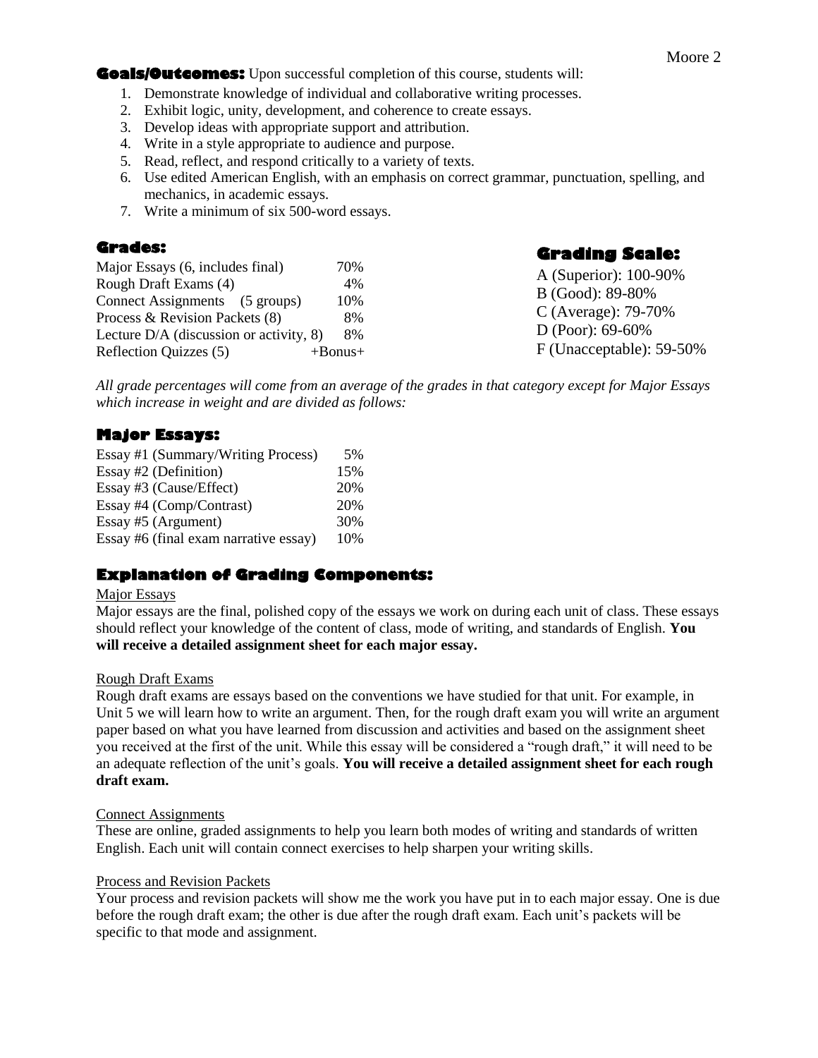**Goals/Outcomes:** Upon successful completion of this course, students will:

1. Demonstrate knowledge of individual and collaborative writing processes.
2. Exhibit logic, unity, development, and coherence to create essays.
3. Develop ideas with appropriate support and attribution.
4. Write in a style appropriate to audience and purpose.
5. Read, reflect, and respond critically to a variety of texts.
6. Use edited American English, with an emphasis on correct grammar, punctuation, spelling, and mechanics, in academic essays.
7. Write a minimum of six 500-word essays.

## Grades:

| | |
|---|---|
| Major Essays (6, includes final) | 70% |
| Rough Draft Exams (4) | 4% |
| Connect Assignments (5 groups) | 10% |
| Process & Revision Packets (8) | 8% |
| Lecture D/A (discussion or activity, 8) | 8% |
| Reflection Quizzes (5) | +Bonus+ |

## Grading Scale:

A (Superior): 100-90%
B (Good): 89-80%
C (Average): 79-70%
D (Poor): 69-60%
F (Unacceptable): 59-50%

*All grade percentages will come from an average of the grades in that category except for Major Essays which increase in weight and are divided as follows:*

## Major Essays:

| | |
|---|---|
| Essay #1 (Summary/Writing Process) | 5% |
| Essay #2 (Definition) | 15% |
| Essay #3 (Cause/Effect) | 20% |
| Essay #4 (Comp/Contrast) | 20% |
| Essay #5 (Argument) | 30% |
| Essay #6 (final exam narrative essay) | 10% |

## Explanation of Grading Components:

Major Essays

Major essays are the final, polished copy of the essays we work on during each unit of class. These essays should reflect your knowledge of the content of class, mode of writing, and standards of English. **You will receive a detailed assignment sheet for each major essay.**

Rough Draft Exams

Rough draft exams are essays based on the conventions we have studied for that unit. For example, in Unit 5 we will learn how to write an argument. Then, for the rough draft exam you will write an argument paper based on what you have learned from discussion and activities and based on the assignment sheet you received at the first of the unit. While this essay will be considered a "rough draft," it will need to be an adequate reflection of the unit's goals. **You will receive a detailed assignment sheet for each rough draft exam.**

Connect Assignments

These are online, graded assignments to help you learn both modes of writing and standards of written English. Each unit will contain connect exercises to help sharpen your writing skills.

Process and Revision Packets

Your process and revision packets will show me the work you have put in to each major essay. One is due before the rough draft exam; the other is due after the rough draft exam. Each unit's packets will be specific to that mode and assignment.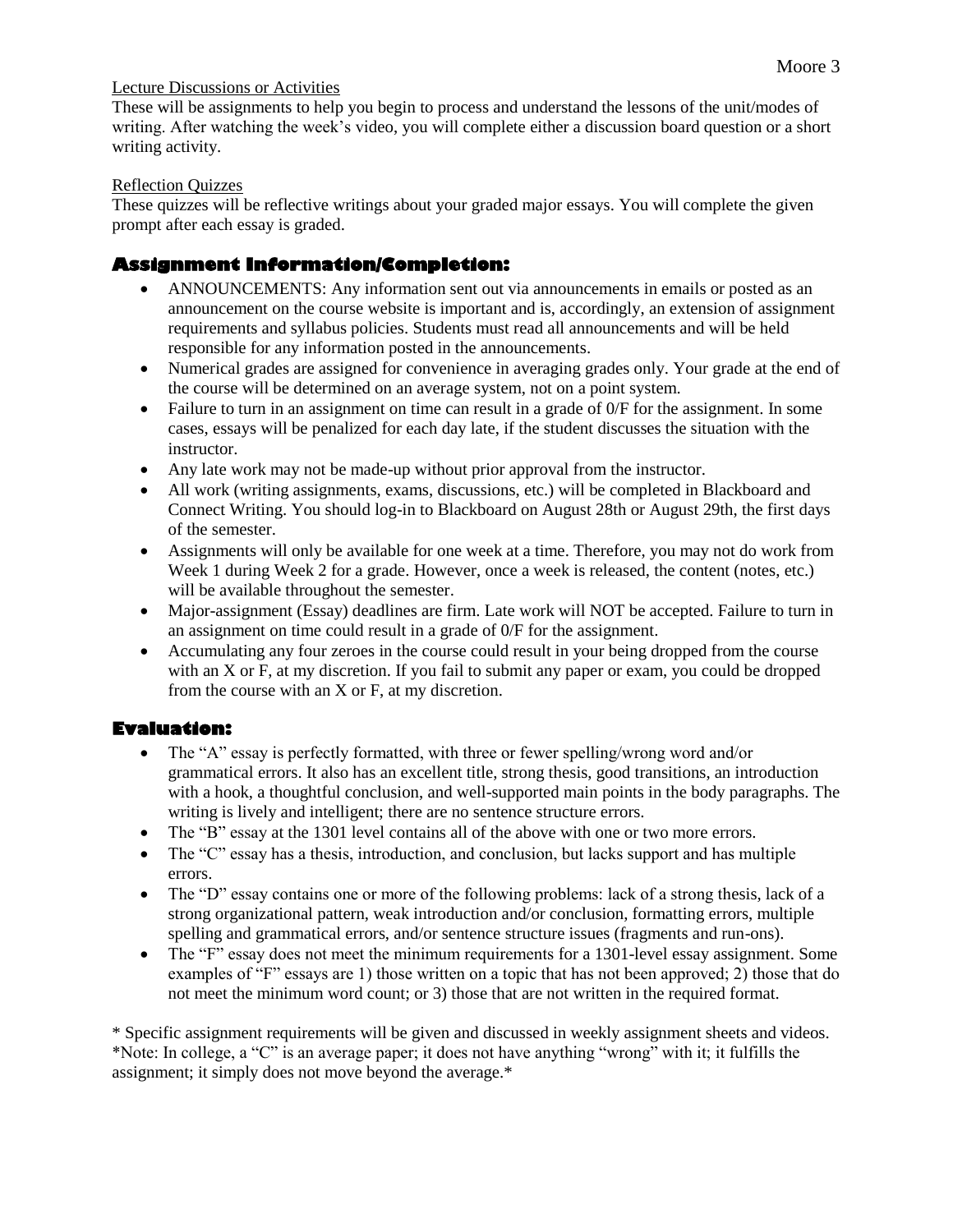Lecture Discussions or Activities

These will be assignments to help you begin to process and understand the lessons of the unit/modes of writing. After watching the week's video, you will complete either a discussion board question or a short writing activity.

Reflection Quizzes

These quizzes will be reflective writings about your graded major essays. You will complete the given prompt after each essay is graded.

## Assignment Information/Completion:

- ANNOUNCEMENTS: Any information sent out via announcements in emails or posted as an announcement on the course website is important and is, accordingly, an extension of assignment requirements and syllabus policies. Students must read all announcements and will be held responsible for any information posted in the announcements.
- Numerical grades are assigned for convenience in averaging grades only. Your grade at the end of the course will be determined on an average system, not on a point system.
- Failure to turn in an assignment on time can result in a grade of 0/F for the assignment. In some cases, essays will be penalized for each day late, if the student discusses the situation with the instructor.
- Any late work may not be made-up without prior approval from the instructor.
- All work (writing assignments, exams, discussions, etc.) will be completed in Blackboard and Connect Writing. You should log-in to Blackboard on August 28th or August 29th, the first days of the semester.
- Assignments will only be available for one week at a time. Therefore, you may not do work from Week 1 during Week 2 for a grade. However, once a week is released, the content (notes, etc.) will be available throughout the semester.
- Major-assignment (Essay) deadlines are firm. Late work will NOT be accepted. Failure to turn in an assignment on time could result in a grade of 0/F for the assignment.
- Accumulating any four zeroes in the course could result in your being dropped from the course with an X or F, at my discretion. If you fail to submit any paper or exam, you could be dropped from the course with an X or F, at my discretion.

## Evaluation:

- The "A" essay is perfectly formatted, with three or fewer spelling/wrong word and/or grammatical errors. It also has an excellent title, strong thesis, good transitions, an introduction with a hook, a thoughtful conclusion, and well-supported main points in the body paragraphs. The writing is lively and intelligent; there are no sentence structure errors.
- The "B" essay at the 1301 level contains all of the above with one or two more errors.
- The "C" essay has a thesis, introduction, and conclusion, but lacks support and has multiple errors.
- The "D" essay contains one or more of the following problems: lack of a strong thesis, lack of a strong organizational pattern, weak introduction and/or conclusion, formatting errors, multiple spelling and grammatical errors, and/or sentence structure issues (fragments and run-ons).
- The "F" essay does not meet the minimum requirements for a 1301-level essay assignment. Some examples of "F" essays are 1) those written on a topic that has not been approved; 2) those that do not meet the minimum word count; or 3) those that are not written in the required format.

* Specific assignment requirements will be given and discussed in weekly assignment sheets and videos.
*Note: In college, a "C" is an average paper; it does not have anything "wrong" with it; it fulfills the assignment; it simply does not move beyond the average.*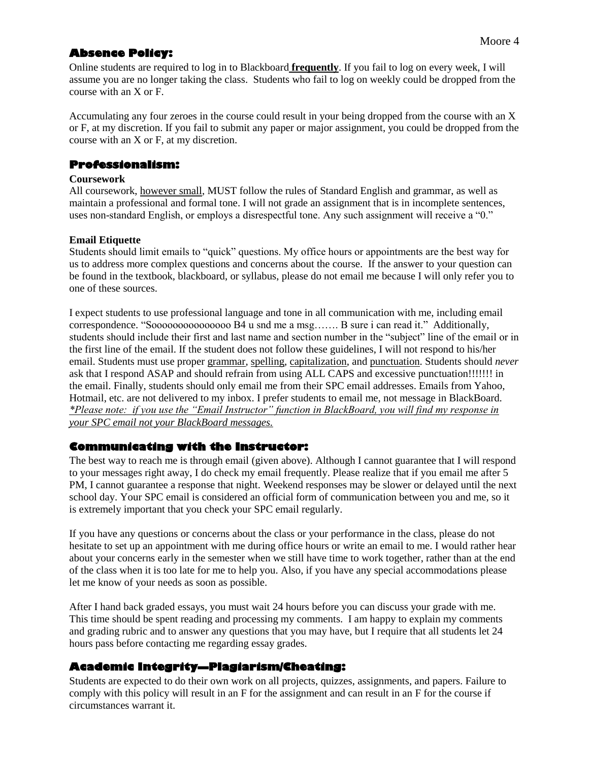## Absence Policy:

Online students are required to log in to Blackboard **frequently**. If you fail to log on every week, I will assume you are no longer taking the class. Students who fail to log on weekly could be dropped from the course with an X or F.

Accumulating any four zeroes in the course could result in your being dropped from the course with an X or F, at my discretion. If you fail to submit any paper or major assignment, you could be dropped from the course with an X or F, at my discretion.

## Professionalism:

### Coursework

All coursework, however small, MUST follow the rules of Standard English and grammar, as well as maintain a professional and formal tone. I will not grade an assignment that is in incomplete sentences, uses non-standard English, or employs a disrespectful tone. Any such assignment will receive a "0."

### Email Etiquette

Students should limit emails to "quick" questions. My office hours or appointments are the best way for us to address more complex questions and concerns about the course. If the answer to your question can be found in the textbook, blackboard, or syllabus, please do not email me because I will only refer you to one of these sources.

I expect students to use professional language and tone in all communication with me, including email correspondence. "Soooooooooooooo B4 u snd me a msg……. B sure i can read it." Additionally, students should include their first and last name and section number in the "subject" line of the email or in the first line of the email. If the student does not follow these guidelines, I will not respond to his/her email. Students must use proper grammar, spelling, capitalization, and punctuation. Students should *never* ask that I respond ASAP and should refrain from using ALL CAPS and excessive punctuation!!!!!!! in the email. Finally, students should only email me from their SPC email addresses. Emails from Yahoo, Hotmail, etc. are not delivered to my inbox. I prefer students to email me, not message in BlackBoard. *\*Please note: if you use the "Email Instructor" function in BlackBoard, you will find my response in your SPC email not your BlackBoard messages.*

## Communicating with the Instructor:

The best way to reach me is through email (given above). Although I cannot guarantee that I will respond to your messages right away, I do check my email frequently. Please realize that if you email me after 5 PM, I cannot guarantee a response that night. Weekend responses may be slower or delayed until the next school day. Your SPC email is considered an official form of communication between you and me, so it is extremely important that you check your SPC email regularly.

If you have any questions or concerns about the class or your performance in the class, please do not hesitate to set up an appointment with me during office hours or write an email to me. I would rather hear about your concerns early in the semester when we still have time to work together, rather than at the end of the class when it is too late for me to help you. Also, if you have any special accommodations please let me know of your needs as soon as possible.

After I hand back graded essays, you must wait 24 hours before you can discuss your grade with me. This time should be spent reading and processing my comments. I am happy to explain my comments and grading rubric and to answer any questions that you may have, but I require that all students let 24 hours pass before contacting me regarding essay grades.

## Academic Integrity—Plagiarism/Cheating:

Students are expected to do their own work on all projects, quizzes, assignments, and papers. Failure to comply with this policy will result in an F for the assignment and can result in an F for the course if circumstances warrant it.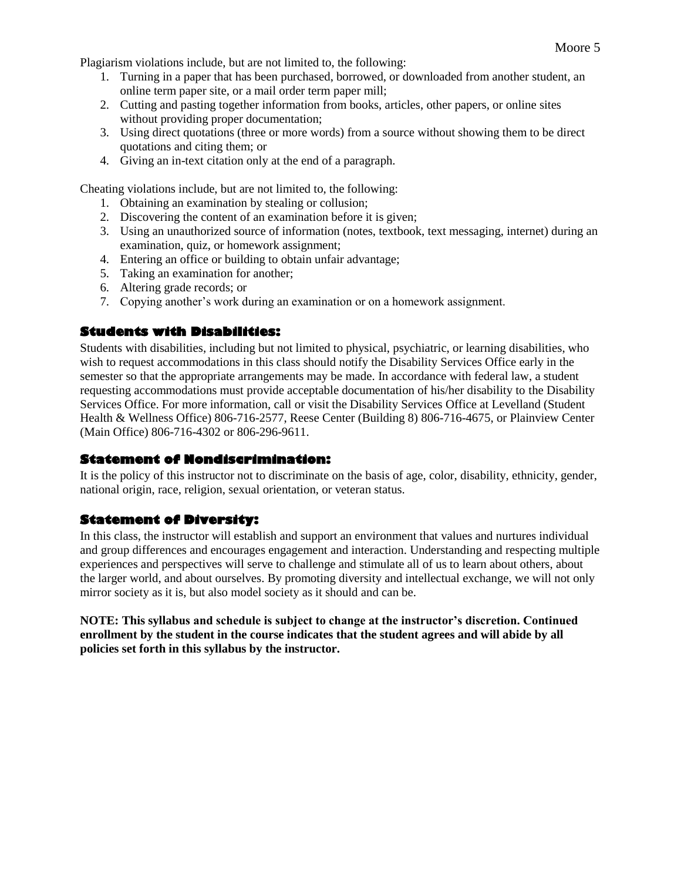Plagiarism violations include, but are not limited to, the following:

1. Turning in a paper that has been purchased, borrowed, or downloaded from another student, an online term paper site, or a mail order term paper mill;
2. Cutting and pasting together information from books, articles, other papers, or online sites without providing proper documentation;
3. Using direct quotations (three or more words) from a source without showing them to be direct quotations and citing them; or
4. Giving an in-text citation only at the end of a paragraph.

Cheating violations include, but are not limited to, the following:

1. Obtaining an examination by stealing or collusion;
2. Discovering the content of an examination before it is given;
3. Using an unauthorized source of information (notes, textbook, text messaging, internet) during an examination, quiz, or homework assignment;
4. Entering an office or building to obtain unfair advantage;
5. Taking an examination for another;
6. Altering grade records; or
7. Copying another's work during an examination or on a homework assignment.

## Students with Disabilities:

Students with disabilities, including but not limited to physical, psychiatric, or learning disabilities, who wish to request accommodations in this class should notify the Disability Services Office early in the semester so that the appropriate arrangements may be made. In accordance with federal law, a student requesting accommodations must provide acceptable documentation of his/her disability to the Disability Services Office. For more information, call or visit the Disability Services Office at Levelland (Student Health & Wellness Office) 806-716-2577, Reese Center (Building 8) 806-716-4675, or Plainview Center (Main Office) 806-716-4302 or 806-296-9611.

## Statement of Nondiscrimination:

It is the policy of this instructor not to discriminate on the basis of age, color, disability, ethnicity, gender, national origin, race, religion, sexual orientation, or veteran status.

## Statement of Diversity:

In this class, the instructor will establish and support an environment that values and nurtures individual and group differences and encourages engagement and interaction. Understanding and respecting multiple experiences and perspectives will serve to challenge and stimulate all of us to learn about others, about the larger world, and about ourselves. By promoting diversity and intellectual exchange, we will not only mirror society as it is, but also model society as it should and can be.

**NOTE: This syllabus and schedule is subject to change at the instructor's discretion. Continued enrollment by the student in the course indicates that the student agrees and will abide by all policies set forth in this syllabus by the instructor.**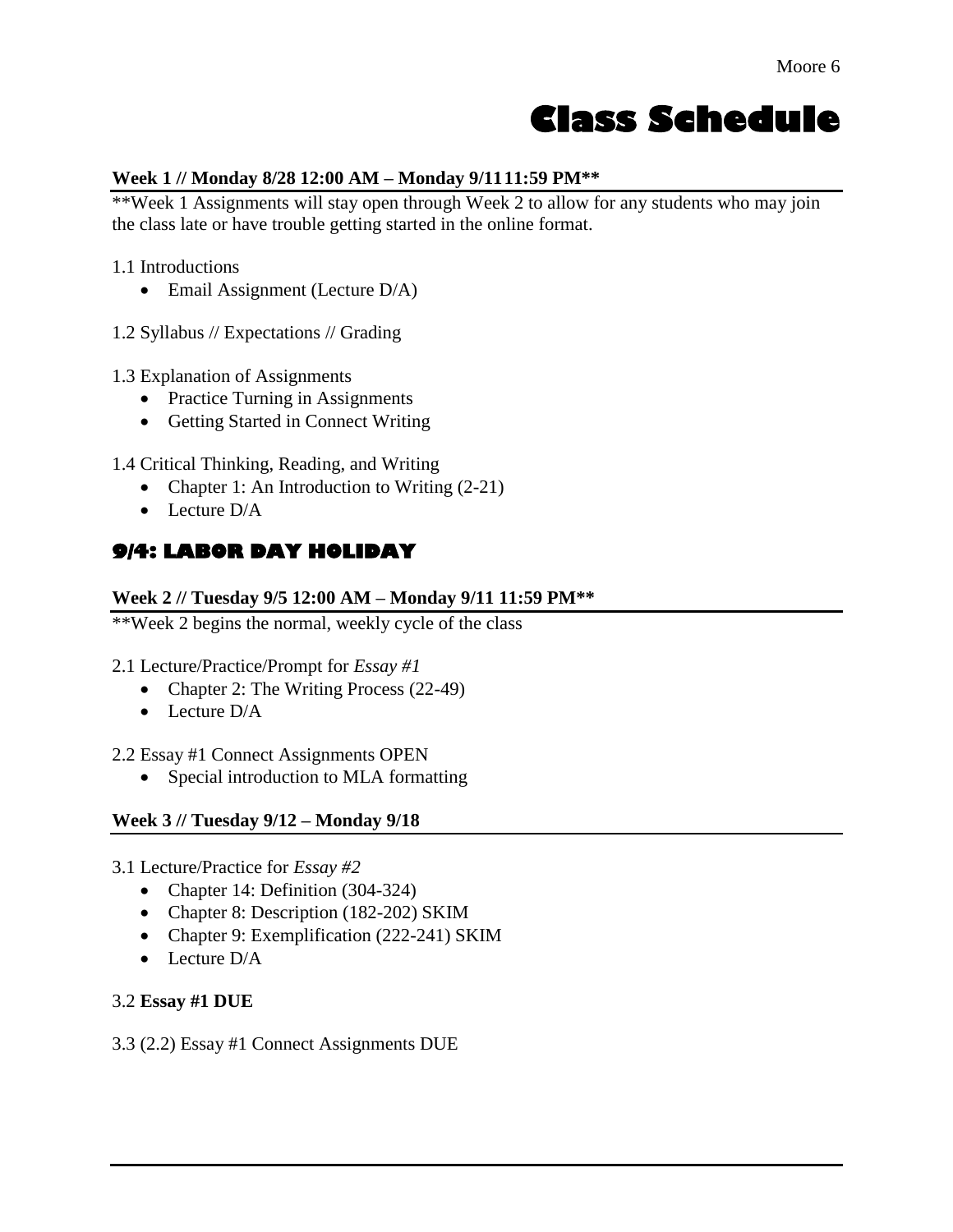# Class Schedule

**Week 1 // Monday 8/28 12:00 AM – Monday 9/1111:59 PM****

**Week 1 Assignments will stay open through Week 2 to allow for any students who may join the class late or have trouble getting started in the online format.

1.1 Introductions

- Email Assignment (Lecture D/A)

1.2 Syllabus // Expectations // Grading

1.3 Explanation of Assignments

- Practice Turning in Assignments
- Getting Started in Connect Writing

1.4 Critical Thinking, Reading, and Writing

- Chapter 1: An Introduction to Writing (2-21)
- Lecture D/A

## 9/4: LABOR DAY HOLIDAY

**Week 2 // Tuesday 9/5 12:00 AM – Monday 9/11 11:59 PM****

**Week 2 begins the normal, weekly cycle of the class

2.1 Lecture/Practice/Prompt for *Essay #1*

- Chapter 2: The Writing Process (22-49)
- Lecture D/A

2.2 Essay #1 Connect Assignments OPEN

- Special introduction to MLA formatting

**Week 3 // Tuesday 9/12 – Monday 9/18**

3.1 Lecture/Practice for *Essay #2*

- Chapter 14: Definition (304-324)
- Chapter 8: Description (182-202) SKIM
- Chapter 9: Exemplification (222-241) SKIM
- Lecture D/A

3.2 **Essay #1 DUE**

3.3 (2.2) Essay #1 Connect Assignments DUE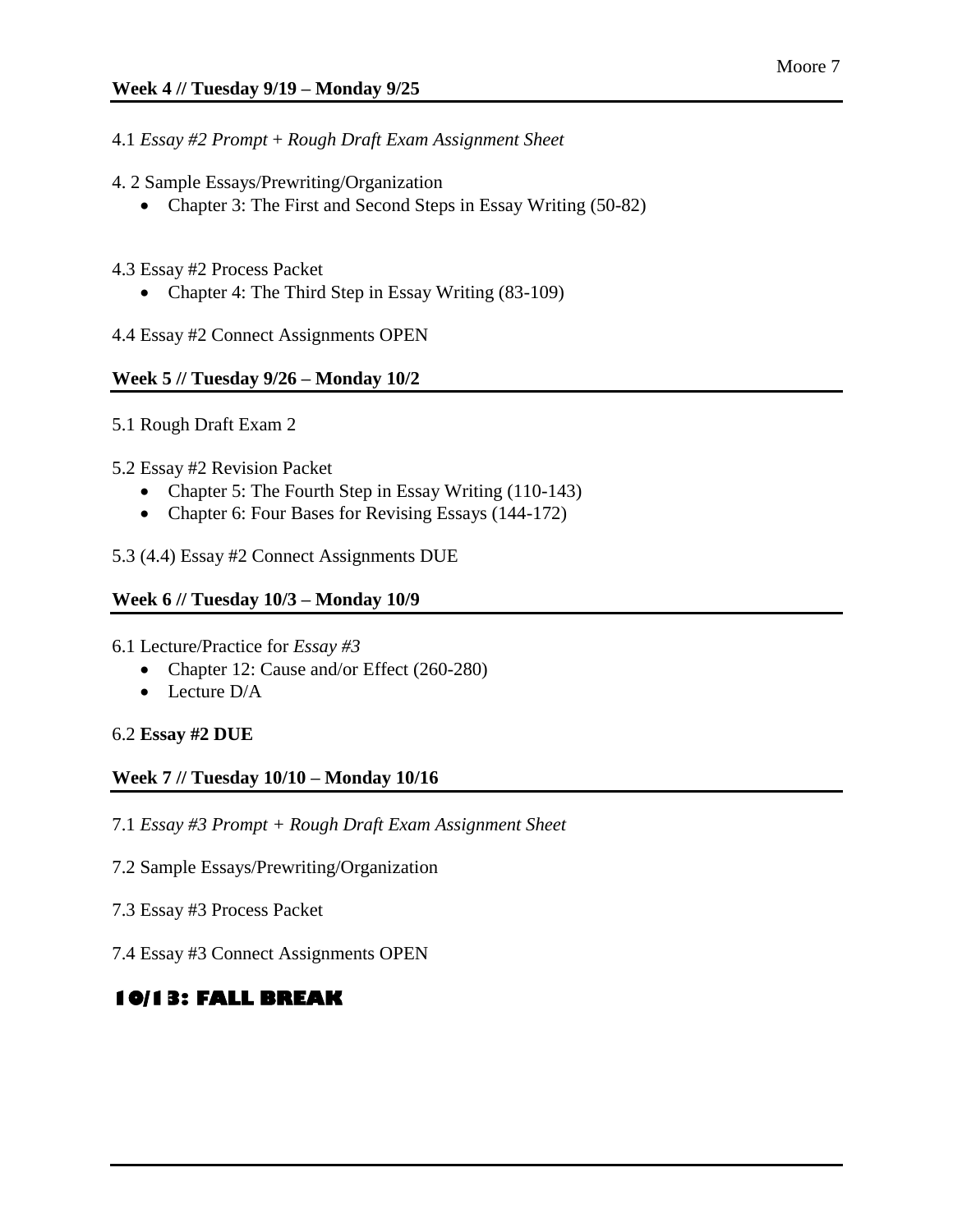**Week 4 // Tuesday 9/19 – Monday 9/25**

4.1 *Essay #2 Prompt + Rough Draft Exam Assignment Sheet*

4. 2 Sample Essays/Prewriting/Organization

- Chapter 3: The First and Second Steps in Essay Writing (50-82)

4.3 Essay #2 Process Packet

- Chapter 4: The Third Step in Essay Writing (83-109)

4.4 Essay #2 Connect Assignments OPEN

**Week 5 // Tuesday 9/26 – Monday 10/2**

5.1 Rough Draft Exam 2

5.2 Essay #2 Revision Packet

- Chapter 5: The Fourth Step in Essay Writing (110-143)
- Chapter 6: Four Bases for Revising Essays (144-172)

5.3 (4.4) Essay #2 Connect Assignments DUE

**Week 6 // Tuesday 10/3 – Monday 10/9**

6.1 Lecture/Practice for *Essay #3*

- Chapter 12: Cause and/or Effect (260-280)
- Lecture D/A

6.2 **Essay #2 DUE**

**Week 7 // Tuesday 10/10 – Monday 10/16**

7.1 *Essay #3 Prompt + Rough Draft Exam Assignment Sheet*

7.2 Sample Essays/Prewriting/Organization

7.3 Essay #3 Process Packet

7.4 Essay #3 Connect Assignments OPEN

**10/13: FALL BREAK**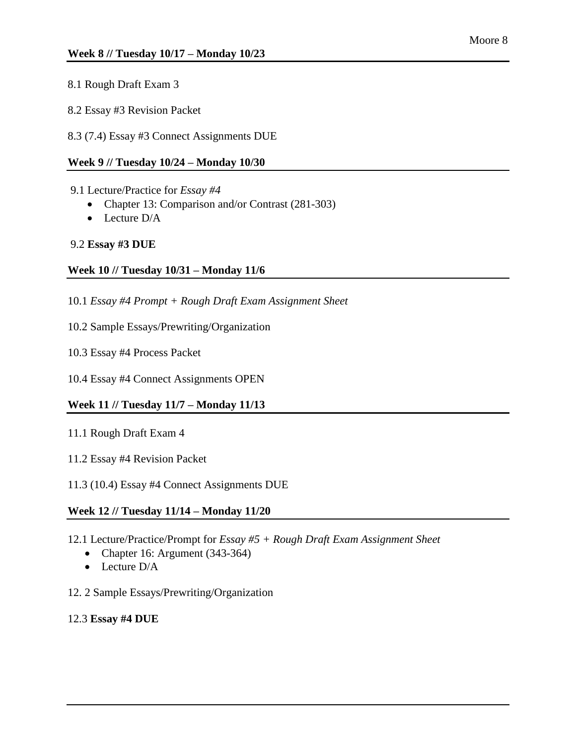### Week 8 // Tuesday 10/17 – Monday 10/23

8.1 Rough Draft Exam 3

8.2 Essay #3 Revision Packet

8.3 (7.4) Essay #3 Connect Assignments DUE

### Week 9 // Tuesday 10/24 – Monday 10/30

9.1 Lecture/Practice for *Essay #4*

- Chapter 13: Comparison and/or Contrast (281-303)
- Lecture D/A

9.2 **Essay #3 DUE**

### Week 10 // Tuesday 10/31 – Monday 11/6

10.1 *Essay #4 Prompt + Rough Draft Exam Assignment Sheet*

10.2 Sample Essays/Prewriting/Organization

10.3 Essay #4 Process Packet

10.4 Essay #4 Connect Assignments OPEN

### Week 11 // Tuesday 11/7 – Monday 11/13

11.1 Rough Draft Exam 4

11.2 Essay #4 Revision Packet

11.3 (10.4) Essay #4 Connect Assignments DUE

### Week 12 // Tuesday 11/14 – Monday 11/20

12.1 Lecture/Practice/Prompt for *Essay #5 + Rough Draft Exam Assignment Sheet*

- Chapter 16: Argument (343-364)
- Lecture D/A

12. 2 Sample Essays/Prewriting/Organization

12.3 **Essay #4 DUE**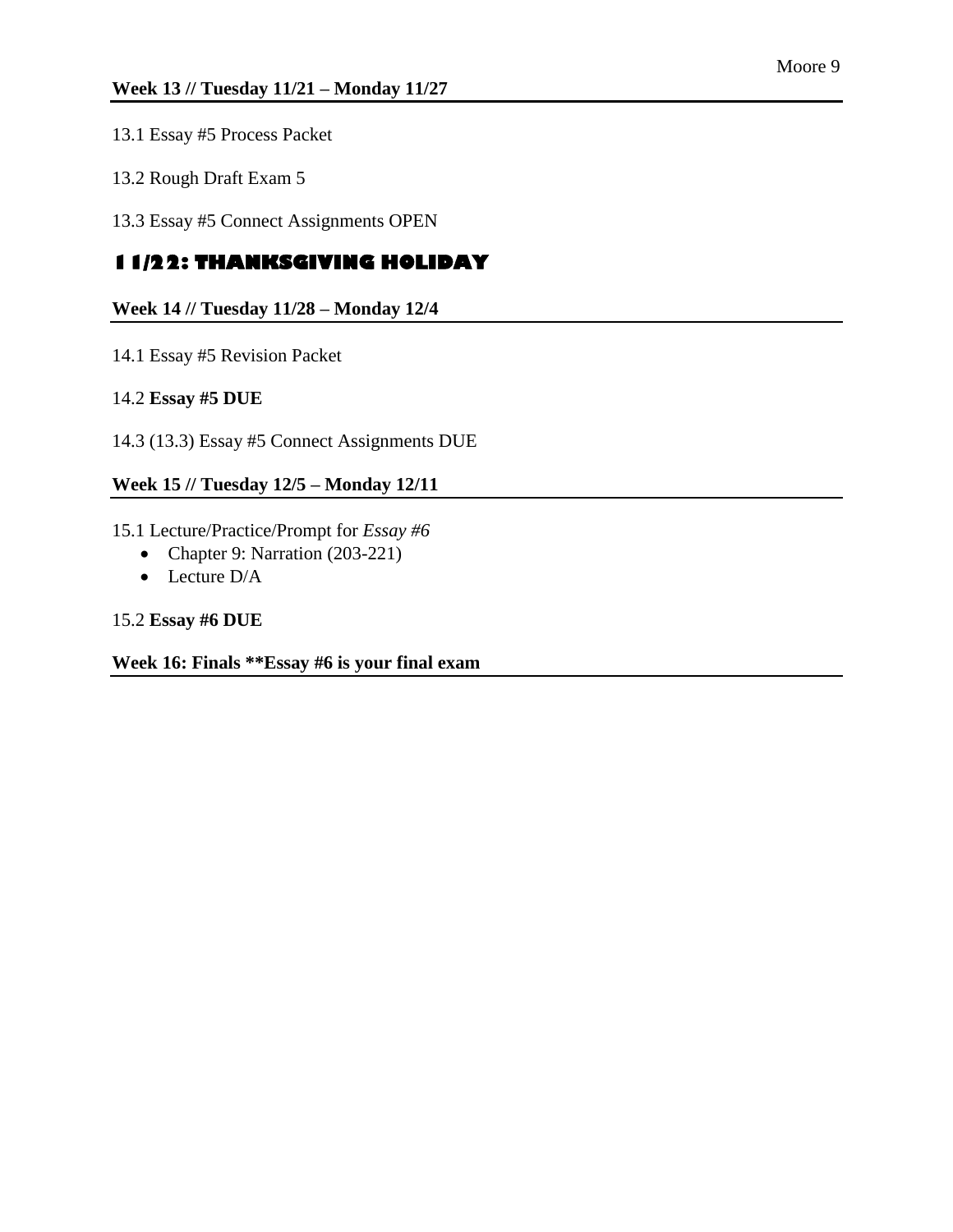**Week 13 // Tuesday 11/21 – Monday 11/27**

13.1 Essay #5 Process Packet

13.2 Rough Draft Exam 5

13.3 Essay #5 Connect Assignments OPEN

## 11/22: THANKSGIVING HOLIDAY

**Week 14 // Tuesday 11/28 – Monday 12/4**

14.1 Essay #5 Revision Packet

14.2 **Essay #5 DUE**

14.3 (13.3) Essay #5 Connect Assignments DUE

**Week 15 // Tuesday 12/5 – Monday 12/11**

15.1 Lecture/Practice/Prompt for *Essay #6*

- Chapter 9: Narration (203-221)
- Lecture D/A

15.2 **Essay #6 DUE**

**Week 16: Finals **Essay #6 is your final exam**